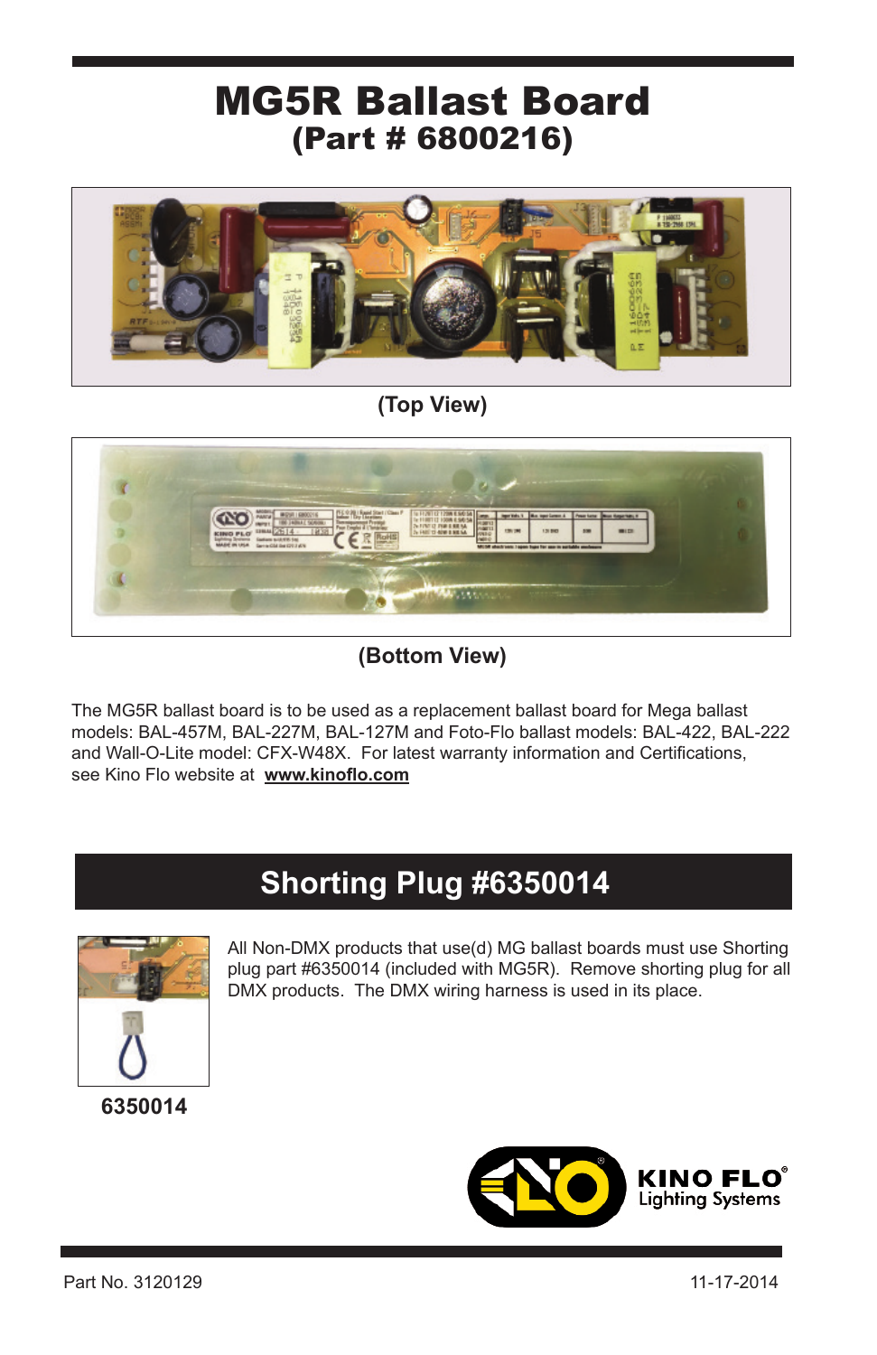# MG5R Ballast Board
## (Part # 6800216)

(Top View)

(Bottom View)

The MG5R ballast board is to be used as a replacement ballast board for Mega ballast models: BAL-457M, BAL-227M, BAL-127M and Foto-Flo ballast models: BAL-422, BAL-222 and Wall-O-Lite model: CFX-W48X. For latest warranty information and Certifications, see Kino Flo website at **www.kinoflo.com**

## Shorting Plug #6350014

All Non-DMX products that use(d) MG ballast boards must use Shorting plug part #6350014 (included with MG5R). Remove shorting plug for all DMX products. The DMX wiring harness is used in its place.

**6350014**

KINO FLO®
Lighting Systems

Part No. 3120129

11-17-2014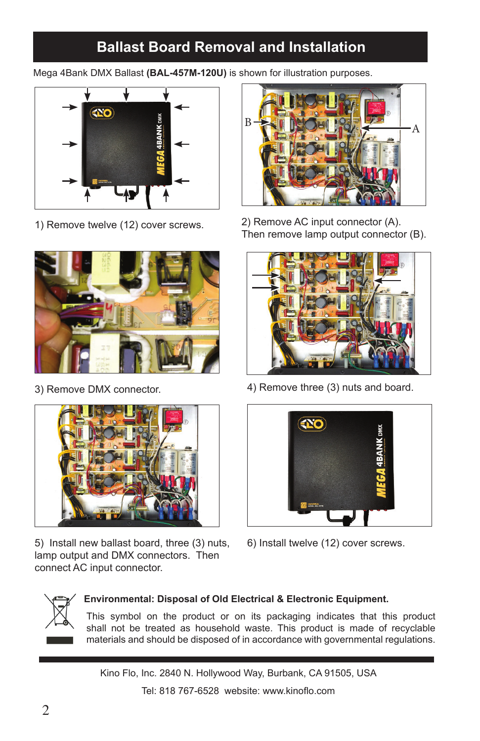# Ballast Board Removal and Installation

Mega 4Bank DMX Ballast **(BAL-457M-120U)** is shown for illustration purposes.

1) Remove twelve (12) cover screws.

2) Remove AC input connector (A). Then remove lamp output connector (B).

3) Remove DMX connector.

4) Remove three (3) nuts and board.

5) Install new ballast board, three (3) nuts, lamp output and DMX connectors. Then connect AC input connector.

6) Install twelve (12) cover screws.

**Environmental: Disposal of Old Electrical & Electronic Equipment.**

This symbol on the product or on its packaging indicates that this product shall not be treated as household waste. This product is made of recyclable materials and should be disposed of in accordance with governmental regulations.

Kino Flo, Inc. 2840 N. Hollywood Way, Burbank, CA 91505, USA

Tel: 818 767-6528 website: www.kinoflo.com